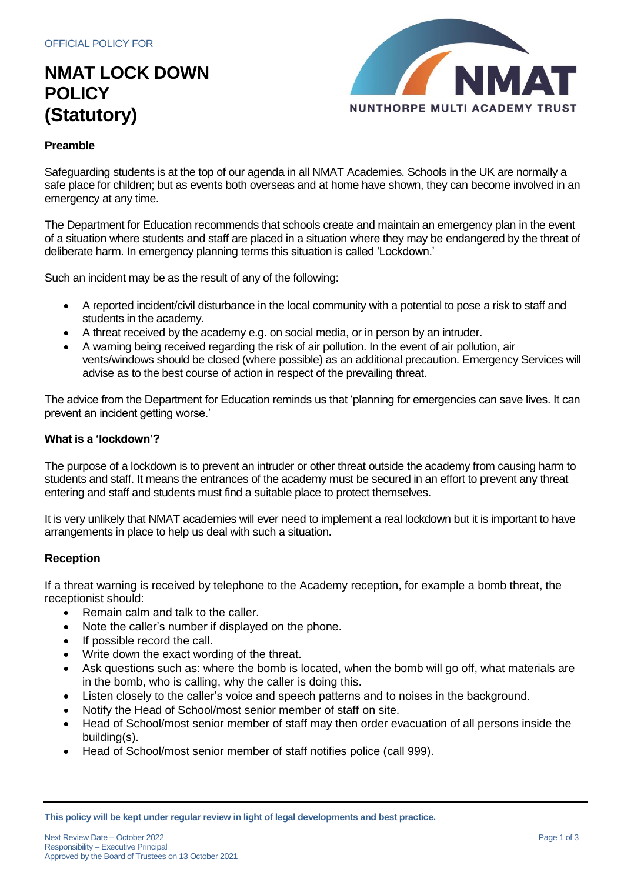OFFICIAL POLICY FOR

# NMAT LOCK DOWN POLICY (Statutory)

**Preamble**

Safeguarding students is at the top of our agenda in all NMAT Academies. Schools in the UK are normally a safe place for children; but as events both overseas and at home have shown, they can become involved in an emergency at any time.

The Department for Education recommends that schools create and maintain an emergency plan in the event of a situation where students and staff are placed in a situation where they may be endangered by the threat of deliberate harm. In emergency planning terms this situation is called 'Lockdown.'

Such an incident may be as the result of any of the following:

- A reported incident/civil disturbance in the local community with a potential to pose a risk to staff and students in the academy.
- A threat received by the academy e.g. on social media, or in person by an intruder.
- A warning being received regarding the risk of air pollution. In the event of air pollution, air vents/windows should be closed (where possible) as an additional precaution. Emergency Services will advise as to the best course of action in respect of the prevailing threat.

The advice from the Department for Education reminds us that 'planning for emergencies can save lives. It can prevent an incident getting worse.'

**What is a 'lockdown'?**

The purpose of a lockdown is to prevent an intruder or other threat outside the academy from causing harm to students and staff. It means the entrances of the academy must be secured in an effort to prevent any threat entering and staff and students must find a suitable place to protect themselves.

It is very unlikely that NMAT academies will ever need to implement a real lockdown but it is important to have arrangements in place to help us deal with such a situation.

**Reception**

If a threat warning is received by telephone to the Academy reception, for example a bomb threat, the receptionist should:

- Remain calm and talk to the caller.
- Note the caller's number if displayed on the phone.
- If possible record the call.
- Write down the exact wording of the threat.
- Ask questions such as: where the bomb is located, when the bomb will go off, what materials are in the bomb, who is calling, why the caller is doing this.
- Listen closely to the caller's voice and speech patterns and to noises in the background.
- Notify the Head of School/most senior member of staff on site.
- Head of School/most senior member of staff may then order evacuation of all persons inside the building(s).
- Head of School/most senior member of staff notifies police (call 999).

**This policy will be kept under regular review in light of legal developments and best practice.**

Next Review Date – October 2022
Responsibility – Executive Principal
Approved by the Board of Trustees on 13 October 2021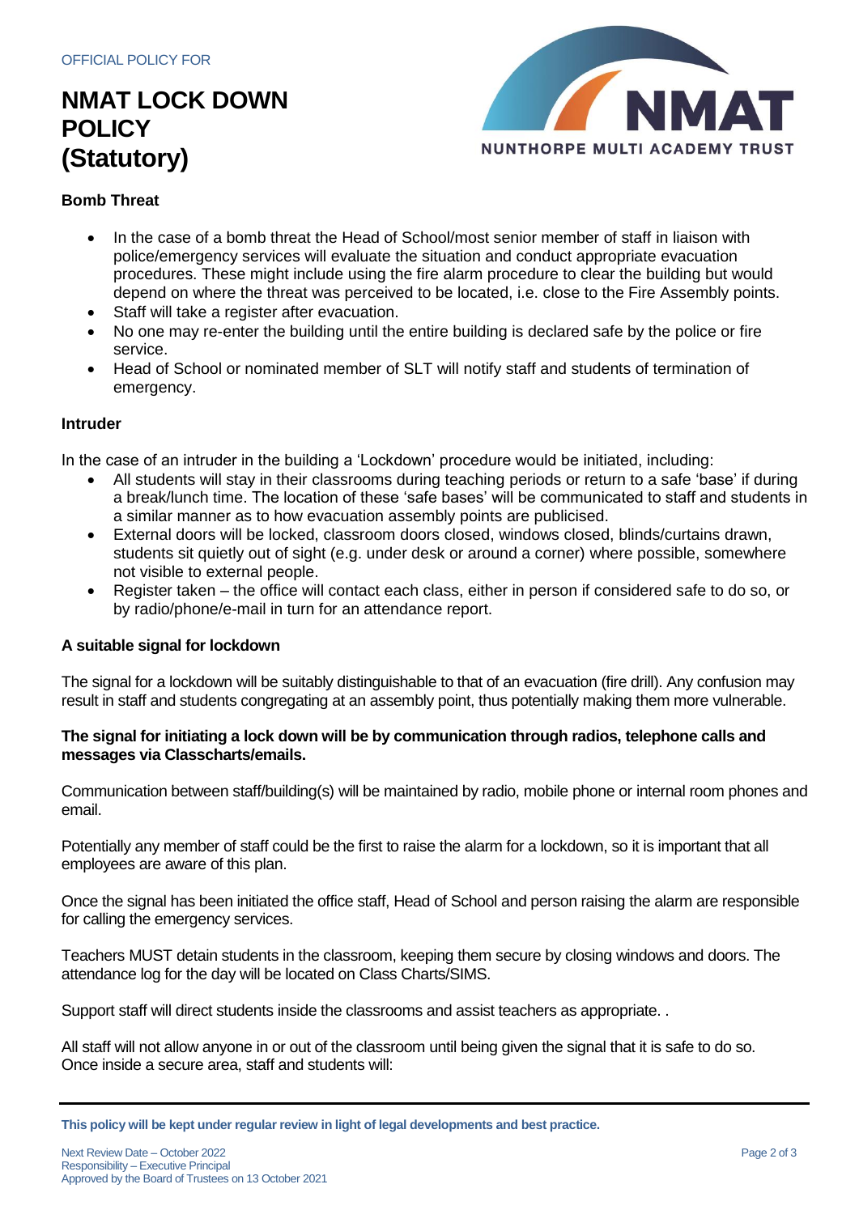### Bomb Threat

- In the case of a bomb threat the Head of School/most senior member of staff in liaison with police/emergency services will evaluate the situation and conduct appropriate evacuation procedures. These might include using the fire alarm procedure to clear the building but would depend on where the threat was perceived to be located, i.e. close to the Fire Assembly points.
- Staff will take a register after evacuation.
- No one may re-enter the building until the entire building is declared safe by the police or fire service.
- Head of School or nominated member of SLT will notify staff and students of termination of emergency.

### Intruder

In the case of an intruder in the building a 'Lockdown' procedure would be initiated, including:

- All students will stay in their classrooms during teaching periods or return to a safe 'base' if during a break/lunch time. The location of these 'safe bases' will be communicated to staff and students in a similar manner as to how evacuation assembly points are publicised.
- External doors will be locked, classroom doors closed, windows closed, blinds/curtains drawn, students sit quietly out of sight (e.g. under desk or around a corner) where possible, somewhere not visible to external people.
- Register taken – the office will contact each class, either in person if considered safe to do so, or by radio/phone/e-mail in turn for an attendance report.

### A suitable signal for lockdown

The signal for a lockdown will be suitably distinguishable to that of an evacuation (fire drill). Any confusion may result in staff and students congregating at an assembly point, thus potentially making them more vulnerable.

**The signal for initiating a lock down will be by communication through radios, telephone calls and messages via Classcharts/emails.**

Communication between staff/building(s) will be maintained by radio, mobile phone or internal room phones and email.

Potentially any member of staff could be the first to raise the alarm for a lockdown, so it is important that all employees are aware of this plan.

Once the signal has been initiated the office staff, Head of School and person raising the alarm are responsible for calling the emergency services.

Teachers MUST detain students in the classroom, keeping them secure by closing windows and doors. The attendance log for the day will be located on Class Charts/SIMS.

Support staff will direct students inside the classrooms and assist teachers as appropriate. .

All staff will not allow anyone in or out of the classroom until being given the signal that it is safe to do so. Once inside a secure area, staff and students will: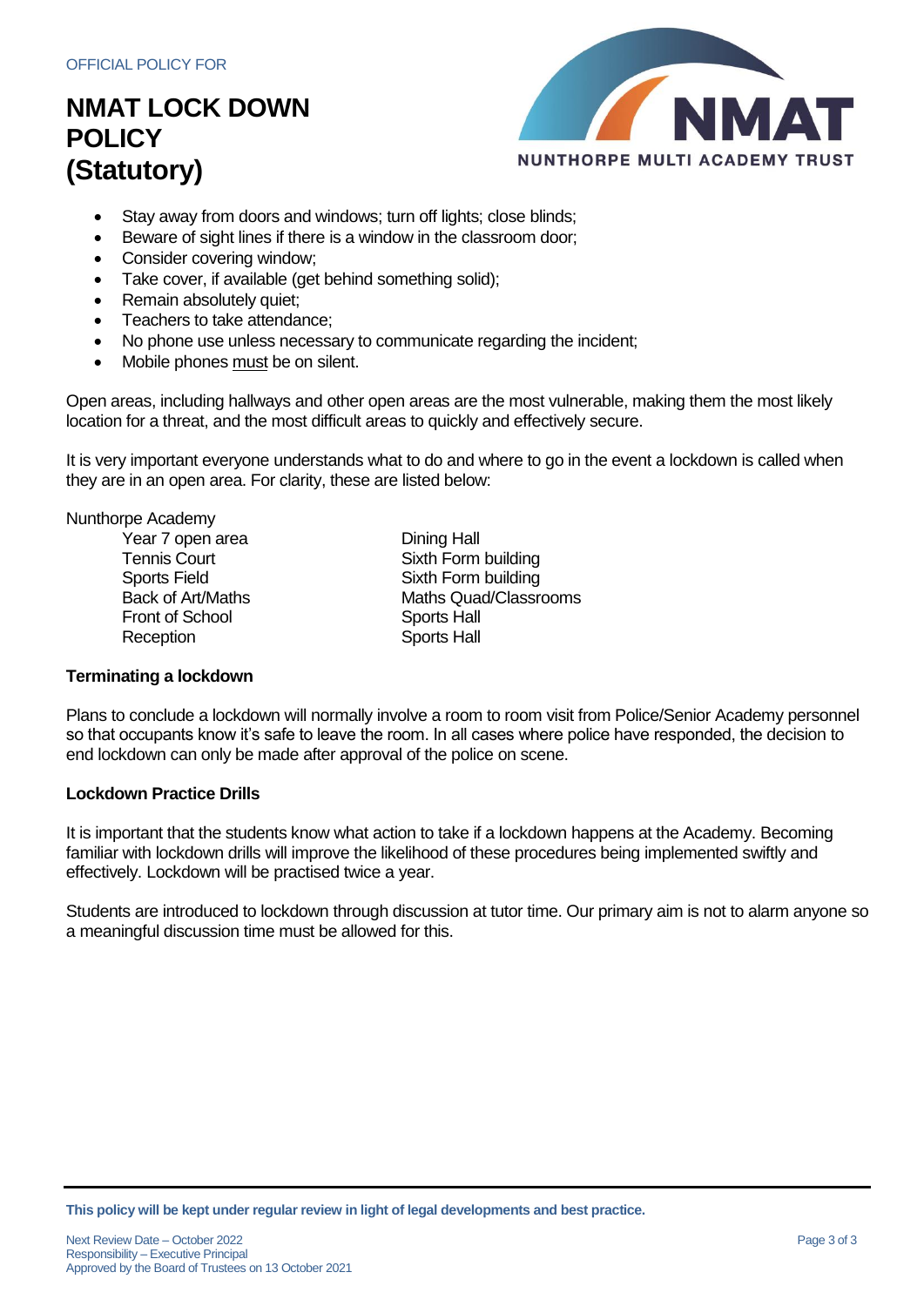- Stay away from doors and windows; turn off lights; close blinds;
- Beware of sight lines if there is a window in the classroom door;
- Consider covering window;
- Take cover, if available (get behind something solid);
- Remain absolutely quiet;
- Teachers to take attendance;
- No phone use unless necessary to communicate regarding the incident;
- Mobile phones must be on silent.

Open areas, including hallways and other open areas are the most vulnerable, making them the most likely location for a threat, and the most difficult areas to quickly and effectively secure.

It is very important everyone understands what to do and where to go in the event a lockdown is called when they are in an open area. For clarity, these are listed below:

Nunthorpe Academy

| | |
|---|---|
| Year 7 open area | Dining Hall |
| Tennis Court | Sixth Form building |
| Sports Field | Sixth Form building |
| Back of Art/Maths | Maths Quad/Classrooms |
| Front of School | Sports Hall |
| Reception | Sports Hall |

**Terminating a lockdown**

Plans to conclude a lockdown will normally involve a room to room visit from Police/Senior Academy personnel so that occupants know it's safe to leave the room. In all cases where police have responded, the decision to end lockdown can only be made after approval of the police on scene.

**Lockdown Practice Drills**

It is important that the students know what action to take if a lockdown happens at the Academy. Becoming familiar with lockdown drills will improve the likelihood of these procedures being implemented swiftly and effectively. Lockdown will be practised twice a year.

Students are introduced to lockdown through discussion at tutor time. Our primary aim is not to alarm anyone so a meaningful discussion time must be allowed for this.

**This policy will be kept under regular review in light of legal developments and best practice.**

Next Review Date – October 2022
Responsibility – Executive Principal
Approved by the Board of Trustees on 13 October 2021